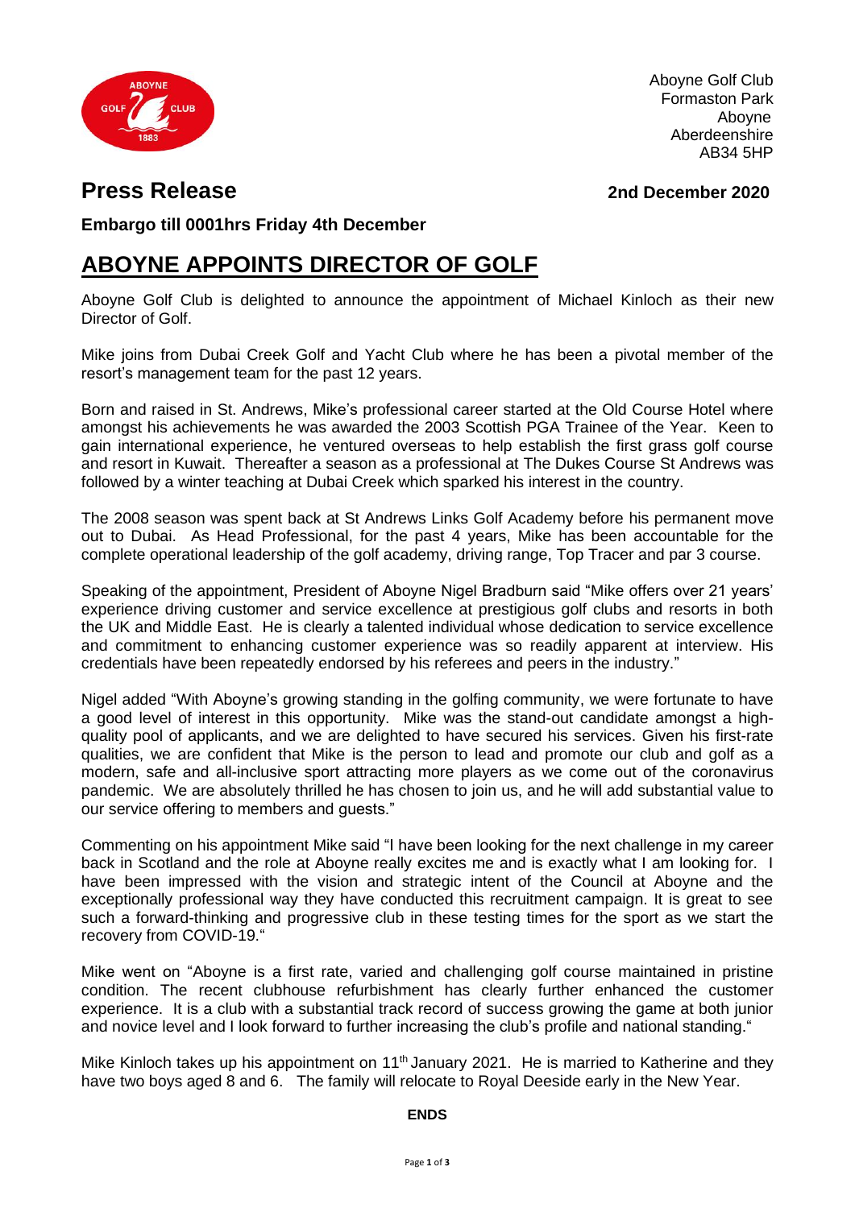Aboyne Golf Club
Formaston Park
Aboyne
Aberdeenshire
AB34 5HP

# Press Release

**2nd December 2020**

**Embargo till 0001hrs Friday 4th December**

## ABOYNE APPOINTS DIRECTOR OF GOLF

Aboyne Golf Club is delighted to announce the appointment of Michael Kinloch as their new Director of Golf.

Mike joins from Dubai Creek Golf and Yacht Club where he has been a pivotal member of the resort's management team for the past 12 years.

Born and raised in St. Andrews, Mike's professional career started at the Old Course Hotel where amongst his achievements he was awarded the 2003 Scottish PGA Trainee of the Year. Keen to gain international experience, he ventured overseas to help establish the first grass golf course and resort in Kuwait. Thereafter a season as a professional at The Dukes Course St Andrews was followed by a winter teaching at Dubai Creek which sparked his interest in the country.

The 2008 season was spent back at St Andrews Links Golf Academy before his permanent move out to Dubai. As Head Professional, for the past 4 years, Mike has been accountable for the complete operational leadership of the golf academy, driving range, Top Tracer and par 3 course.

Speaking of the appointment, President of Aboyne Nigel Bradburn said "Mike offers over 21 years' experience driving customer and service excellence at prestigious golf clubs and resorts in both the UK and Middle East. He is clearly a talented individual whose dedication to service excellence and commitment to enhancing customer experience was so readily apparent at interview. His credentials have been repeatedly endorsed by his referees and peers in the industry."

Nigel added "With Aboyne's growing standing in the golfing community, we were fortunate to have a good level of interest in this opportunity. Mike was the stand-out candidate amongst a high-quality pool of applicants, and we are delighted to have secured his services. Given his first-rate qualities, we are confident that Mike is the person to lead and promote our club and golf as a modern, safe and all-inclusive sport attracting more players as we come out of the coronavirus pandemic. We are absolutely thrilled he has chosen to join us, and he will add substantial value to our service offering to members and guests."

Commenting on his appointment Mike said "I have been looking for the next challenge in my career back in Scotland and the role at Aboyne really excites me and is exactly what I am looking for. I have been impressed with the vision and strategic intent of the Council at Aboyne and the exceptionally professional way they have conducted this recruitment campaign. It is great to see such a forward-thinking and progressive club in these testing times for the sport as we start the recovery from COVID-19."

Mike went on "Aboyne is a first rate, varied and challenging golf course maintained in pristine condition. The recent clubhouse refurbishment has clearly further enhanced the customer experience. It is a club with a substantial track record of success growing the game at both junior and novice level and I look forward to further increasing the club's profile and national standing."

Mike Kinloch takes up his appointment on 11th January 2021. He is married to Katherine and they have two boys aged 8 and 6. The family will relocate to Royal Deeside early in the New Year.

**ENDS**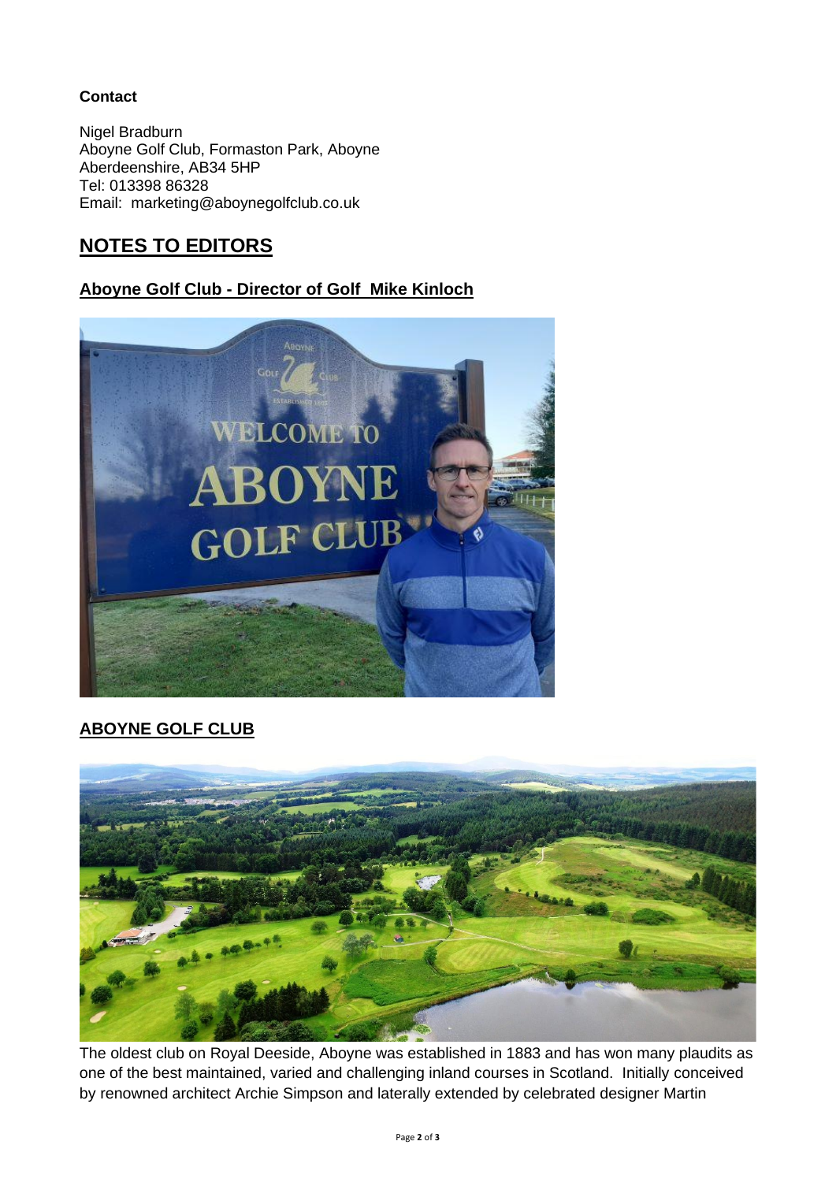**Contact**

Nigel Bradburn
Aboyne Golf Club, Formaston Park, Aboyne
Aberdeenshire, AB34 5HP
Tel: 013398 86328
Email: marketing@aboynegolfclub.co.uk

## NOTES TO EDITORS

### Aboyne Golf Club - Director of Golf Mike Kinloch

### ABOYNE GOLF CLUB

The oldest club on Royal Deeside, Aboyne was established in 1883 and has won many plaudits as one of the best maintained, varied and challenging inland courses in Scotland. Initially conceived by renowned architect Archie Simpson and laterally extended by celebrated designer Martin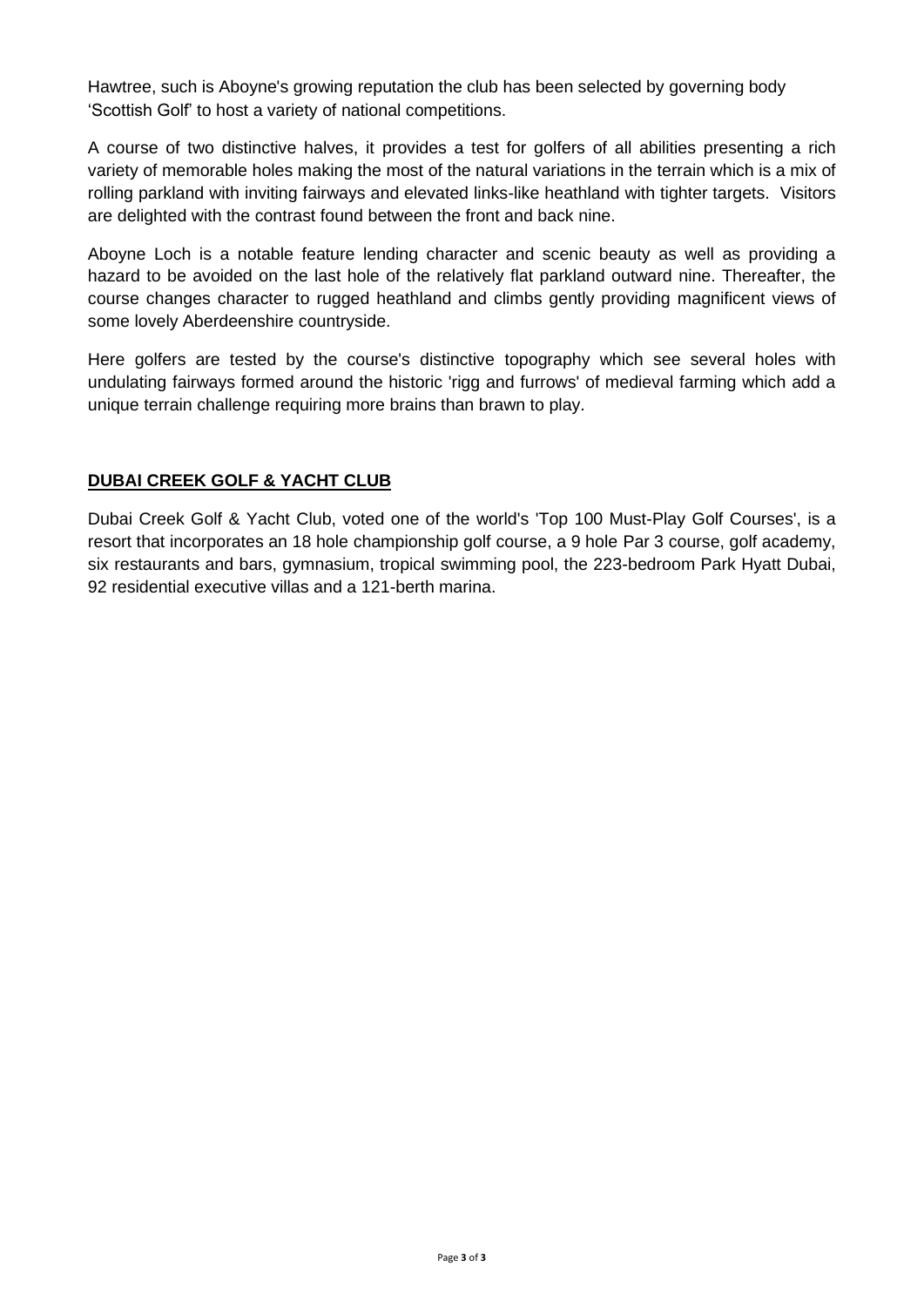Hawtree, such is Aboyne's growing reputation the club has been selected by governing body 'Scottish Golf' to host a variety of national competitions.

A course of two distinctive halves, it provides a test for golfers of all abilities presenting a rich variety of memorable holes making the most of the natural variations in the terrain which is a mix of rolling parkland with inviting fairways and elevated links-like heathland with tighter targets. Visitors are delighted with the contrast found between the front and back nine.

Aboyne Loch is a notable feature lending character and scenic beauty as well as providing a hazard to be avoided on the last hole of the relatively flat parkland outward nine. Thereafter, the course changes character to rugged heathland and climbs gently providing magnificent views of some lovely Aberdeenshire countryside.

Here golfers are tested by the course's distinctive topography which see several holes with undulating fairways formed around the historic 'rigg and furrows' of medieval farming which add a unique terrain challenge requiring more brains than brawn to play.

## DUBAI CREEK GOLF & YACHT CLUB

Dubai Creek Golf & Yacht Club, voted one of the world's 'Top 100 Must-Play Golf Courses', is a resort that incorporates an 18 hole championship golf course, a 9 hole Par 3 course, golf academy, six restaurants and bars, gymnasium, tropical swimming pool, the 223-bedroom Park Hyatt Dubai, 92 residential executive villas and a 121-berth marina.